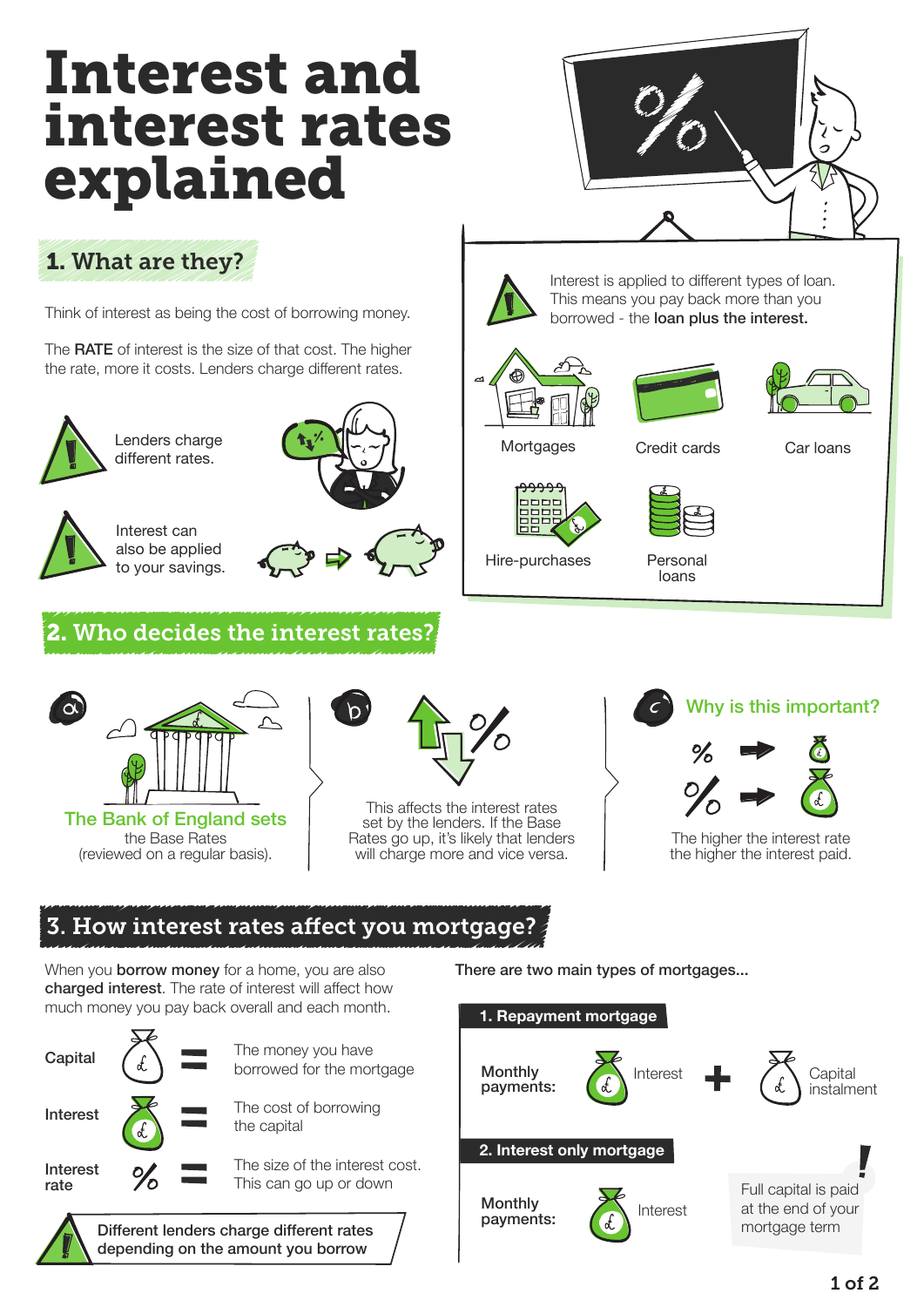# Interest and interest rates explained

## 1. What are they?

Think of interest as being the cost of borrowing money.

The **RATE** of interest is the size of that cost. The higher the rate, more it costs. Lenders charge different rates.

Lenders charge different rates.

Interest can also be applied to your savings.

Interest is applied to different types of loan. This means you pay back more than you borrowed - the **loan plus the interest.**

- Mortgages
- Credit cards
- Car loans
- Hire-purchases
- Personal loans

## 2. Who decides the interest rates?

a) **The Bank of England sets** the Base Rates (reviewed on a regular basis).

b) This affects the interest rates set by the lenders. If the Base Rates go up, it's likely that lenders will charge more and vice versa.

c) **Why is this important?**

The higher the interest rate the higher the interest paid.

## 3. How interest rates affect you mortgage?

When you **borrow money** for a home, you are also **charged interest**. The rate of interest will affect how much money you pay back overall and each month.

| | | |
|---|---|---|
| Capital | = | The money you have borrowed for the mortgage |
| Interest | = | The cost of borrowing the capital |
| Interest rate | = | The size of the interest cost. This can go up or down |

Different lenders charge different rates depending on the amount you borrow

**There are two main types of mortgages...**

**1. Repayment mortgage**

Monthly payments: Interest + Capital instalment

**2. Interest only mortgage**

Monthly payments: Interest

Full capital is paid at the end of your mortgage term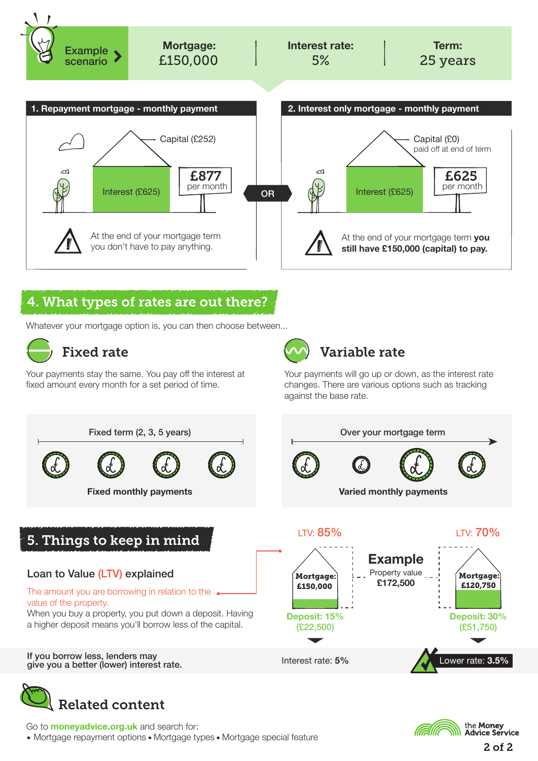**Example scenario**

| Mortgage: | Interest rate: | Term: |
|---|---|---|
| £150,000 | 5% | 25 years |

### 1. Repayment mortgage - monthly payment

Capital (£252)

Interest (£625)

**£877** per month

At the end of your mortgage term you don't have to pay anything.

OR

### 2. Interest only mortgage - monthly payment

Capital (£0) paid off at end of term

Interest (£625)

**£625** per month

At the end of your mortgage term **you still have £150,000 (capital) to pay.**

## 4. What types of rates are out there?

Whatever your mortgage option is, you can then choose between...

### Fixed rate

Your payments stay the same. You pay off the interest at fixed amount every month for a set period of time.

Fixed term (2, 3, 5 years)

**Fixed monthly payments**

### Variable rate

Your payments will go up or down, as the interest rate changes. There are various options such as tracking against the base rate.

Over your mortgage term

**Varied monthly payments**

## 5. Things to keep in mind

### Loan to Value (LTV) explained

The amount you are borrowing in relation to the value of the property.

When you buy a property, you put down a deposit. Having a higher deposit means you'll borrow less of the capital.

**If you borrow less, lenders may give you a better (lower) interest rate.**

**Example**

Property value **£172,500**

LTV: 85%

**Mortgage: £150,000**

**Deposit: 15% (£22,500)**

Interest rate: **5%**

LTV: 70%

**Mortgage: £120,750**

**Deposit: 30% (£51,750)**

Lower rate: **3.5%**

## Related content

Go to **moneyadvice.org.uk** and search for:

- Mortgage repayment options
- Mortgage types
- Mortgage special feature

the Money Advice Service